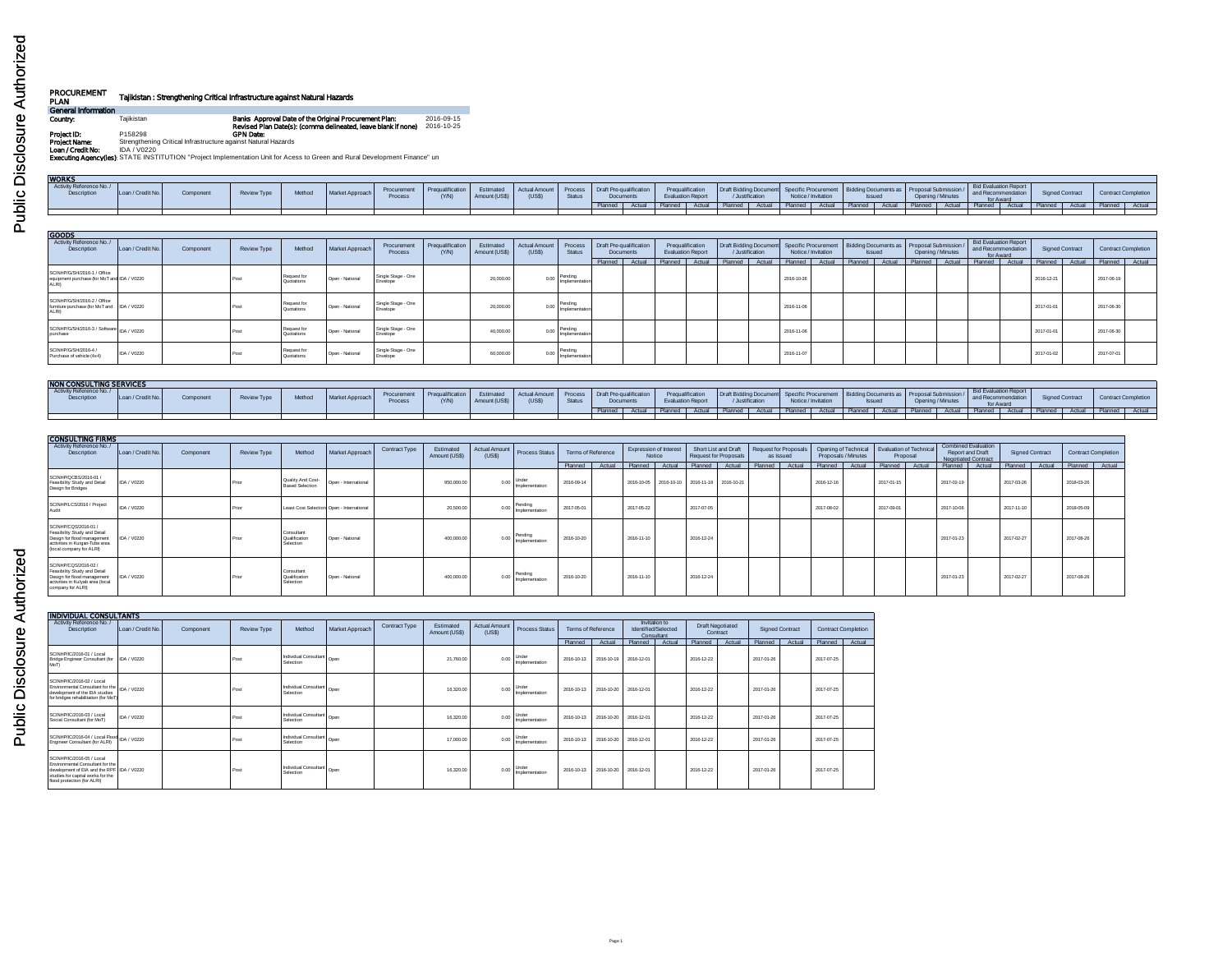Public Disclosure Authorized

# PROCUREMENT PLAN

**Tajikistan : Strengthening Critical Infrastructure against Natural Hazards**

**General Information**

**Country:** Tajikistan

**Banks Approval Date of the Original Procurement Plan:** 2016-09-15

**Revised Plan Date(s): (comma delineated, leave blank if none)** 2016-10-25

**Project ID:** P158298

**GPN Date:**

**Project Name:** Strengthening Critical Infrastructure against Natural Hazards

**Loan / Credit No:** IDA / V0220

**Executing Agency(ies):** STATE INSTITUTION "Project Implementation Unit for Acess to Green and Rural Development Finance" un

## WORKS

| Activity Reference No. / Description | Loan / Credit No. | Component | Review Type | Method | Market Approach | Procurement Process | Prequalification (Y/N) | Estimated Amount (US$) | Actual Amount (US$) | Process Status | Draft Pre-qualification Documents | | Prequalification Evaluation Report | | Draft Bidding Document / Justification | | Specific Procurement Notice / Invitation | | Bidding Documents as Issued | | Proposal Submission / Opening / Minutes | | Bid Evaluation Report and Recommendation for Award | | Signed Contract | | Contract Completion | |
|---|---|---|---|---|---|---|---|---|---|---|---|---|---|---|---|---|---|---|---|---|---|---|---|---|---|---|---|---|
| | | | | | | | | | | | Planned | Actual | Planned | Actual | Planned | Actual | Planned | Actual | Planned | Actual | Planned | Actual | Planned | Actual | Planned | Actual | Planned | Actual |
| | | | | | | | | | | | | | | | | | | | | | | | | | | | | |

## GOODS

| Activity Reference No. / Description | Loan / Credit No. | Component | Review Type | Method | Market Approach | Procurement Process | Prequalification (Y/N) | Estimated Amount (US$) | Actual Amount (US$) | Process Status | Draft Pre-qualification Documents | | Prequalification Evaluation Report | | Draft Bidding Document / Justification | | Specific Procurement Notice / Invitation | | Bidding Documents as Issued | | Proposal Submission / Opening / Minutes | | Bid Evaluation Report and Recommendation for Award | | Signed Contract | | Contract Completion | |
|---|---|---|---|---|---|---|---|---|---|---|---|---|---|---|---|---|---|---|---|---|---|---|---|---|---|---|---|---|
| | | | | | | | | | | | Planned | Actual | Planned | Actual | Planned | Actual | Planned | Actual | Planned | Actual | Planned | Actual | Planned | Actual | Planned | Actual | Planned | Actual |
| SCINHP/G/SH/2016-1 / Office equipment purchase (for MoT and ALRI) | IDA / V0220 | | Post | Request for Quotations | Open - National | Single Stage - One Envelope | | 20,000.00 | 0.00 | Pending Implementation | | | | | | | 2016-10-26 | | | | | | | | 2016-12-21 | | 2017-06-19 | |
| SCINHP/G/SH/2016-2 / Office furniture purchase (for MoT and ALRI) | IDA / V0220 | | Post | Request for Quotations | Open - National | Single Stage - One Envelope | | 20,000.00 | 0.00 | Pending Implementation | | | | | | | 2016-11-06 | | | | | | | | 2017-01-01 | | 2017-06-30 | |
| SCINHP/G/SH/2016-3 / Software purchase | IDA / V0220 | | Post | Request for Quotations | Open - National | Single Stage - One Envelope | | 40,000.00 | 0.00 | Pending Implementation | | | | | | | 2016-11-06 | | | | | | | | 2017-01-01 | | 2017-06-30 | |
| SCINHP/G/SH/2016-4 / Purchase of vehicle (4x4) | IDA / V0220 | | Post | Request for Quotations | Open - National | Single Stage - One Envelope | | 60,000.00 | 0.00 | Pending Implementation | | | | | | | 2016-11-07 | | | | | | | | 2017-01-02 | | 2017-07-01 | |

## NON CONSULTING SERVICES

| Activity Reference No. / Description | Loan / Credit No. | Component | Review Type | Method | Market Approach | Procurement Process | Prequalification (Y/N) | Estimated Amount (US$) | Actual Amount (US$) | Process Status | Draft Pre-qualification Documents | | Prequalification Evaluation Report | | Draft Bidding Document / Justification | | Specific Procurement Notice / Invitation | | Bidding Documents as Issued | | Proposal Submission / Opening / Minutes | | Bid Evaluation Report and Recommendation for Award | | Signed Contract | | Contract Completion | |
|---|---|---|---|---|---|---|---|---|---|---|---|---|---|---|---|---|---|---|---|---|---|---|---|---|---|---|---|---|
| | | | | | | | | | | | Planned | Actual | Planned | Actual | Planned | Actual | Planned | Actual | Planned | Actual | Planned | Actual | Planned | Actual | Planned | Actual | Planned | Actual |
| | | | | | | | | | | | | | | | | | | | | | | | | | | | | |

## CONSULTING FIRMS

| Activity Reference No. / Description | Loan / Credit No. | Component | Review Type | Method | Market Approach | Contract Type | Estimated Amount (US$) | Actual Amount (US$) | Process Status | Terms of Reference | | Expression of Interest Notice | | Short List and Draft Request for Proposals | | Request for Proposals as Issued | | Opening of Technical Proposals / Minutes | | Evaluation of Technical Proposal | | Combined Evaluation Report and Draft Negotiated Contract | | Signed Contract | | Contract Completion | |
|---|---|---|---|---|---|---|---|---|---|---|---|---|---|---|---|---|---|---|---|---|---|---|---|---|---|---|---|
| | | | | | | | | | | Planned | Actual | Planned | Actual | Planned | Actual | Planned | Actual | Planned | Actual | Planned | Actual | Planned | Actual | Planned | Actual | Planned | Actual |
| SCINHP/QCBS/2016-01 / Feasibility Study and Detail Design for Bridges | IDA / V0220 | | Prior | Quality And Cost-Based Selection | Open - International | | 950,000.00 | 0.00 | Under Implementation | 2016-09-14 | | 2016-10-05 | 2016-10-10 | 2016-11-18 | 2016-10-21 | | | 2016-12-16 | | 2017-01-15 | | 2017-02-19 | | 2017-03-26 | | 2018-03-26 | |
| SCINHP/LCS/2016 / Project Audit | IDA / V0220 | | Prior | Least Cost Selection | Open - International | | 20,500.00 | 0.00 | Pending Implementation | 2017-05-01 | | 2017-05-22 | | 2017-07-05 | | | | 2017-08-02 | | 2017-09-01 | | 2017-10-06 | | 2017-11-10 | | 2018-05-09 | |
| SCINHP/CQS/2016-01 / Feasibility Study and Detail Design for flood management activities in Kurgan-Tube area (local company for ALRI) | IDA / V0220 | | Prior | Consultant Qualification Selection | Open - National | | 400,000.00 | 0.00 | Pending Implementation | 2016-10-20 | | 2016-11-10 | | 2016-12-24 | | | | | | | | 2017-01-23 | | 2017-02-27 | | 2017-08-26 | |
| SCINHP/CQS/2016-02 / Feasibility Study and Detail Design for flood management activities in Kulyab area (local company for ALRI) | IDA / V0220 | | Prior | Consultant Qualification Selection | Open - National | | 400,000.00 | 0.00 | Pending Implementation | 2016-10-20 | | 2016-11-10 | | 2016-12-24 | | | | | | | | 2017-01-23 | | 2017-02-27 | | 2017-08-26 | |

## INDIVIDUAL CONSULTANTS

| Activity Reference No. / Description | Loan / Credit No. | Component | Review Type | Method | Market Approach | Contract Type | Estimated Amount (US$) | Actual Amount (US$) | Process Status | Terms of Reference | | Invitation to Identified/Selected Consultant | | Draft Negotiated Contract | | Signed Contract | | Contract Completion | |
|---|---|---|---|---|---|---|---|---|---|---|---|---|---|---|---|---|---|---|---|
| | | | | | | | | | | Planned | Actual | Planned | Actual | Planned | Actual | Planned | Actual | Planned | Actual |
| SCINHP/IC/2016-01 / Local Bridge Engineer Consultant (for MoT) | IDA / V0220 | | Post | Individual Consultant Selection | Open | | 21,760.00 | 0.00 | Under Implementation | 2016-10-13 | 2016-10-19 | 2016-12-01 | | 2016-12-22 | | 2017-01-26 | | 2017-07-25 | |
| SCINHP/IC/2016-02 / Local Environmental Consultant for the development of the EIA studies for bridges rehabilitation (for MoT) | IDA / V0220 | | Post | Individual Consultant Selection | Open | | 16,320.00 | 0.00 | Under Implementation | 2016-10-13 | 2016-10-20 | 2016-12-01 | | 2016-12-22 | | 2017-01-26 | | 2017-07-25 | |
| SCINHP/IC/2016-03 / Local Social Consultant (for MoT) | IDA / V0220 | | Post | Individual Consultant Selection | Open | | 16,320.00 | 0.00 | Under Implementation | 2016-10-13 | 2016-10-20 | 2016-12-01 | | 2016-12-22 | | 2017-01-26 | | 2017-07-25 | |
| SCINHP/IC/2016-04 / Local Flood Engineer Consultant (for ALRI) | IDA / V0220 | | Post | Individual Consultant Selection | Open | | 17,000.00 | 0.00 | Under Implementation | 2016-10-13 | 2016-10-20 | 2016-12-01 | | 2016-12-22 | | 2017-01-26 | | 2017-07-25 | |
| SCINHP/IC/2016-05 / Local Environmental Consultant for the development of EIA and the RPF studies for capital works for the flood protection (for ALRI) | IDA / V0220 | | Post | Individual Consultant Selection | Open | | 16,320.00 | 0.00 | Under Implementation | 2016-10-13 | 2016-10-20 | 2016-12-01 | | 2016-12-22 | | 2017-01-26 | | 2017-07-25 | |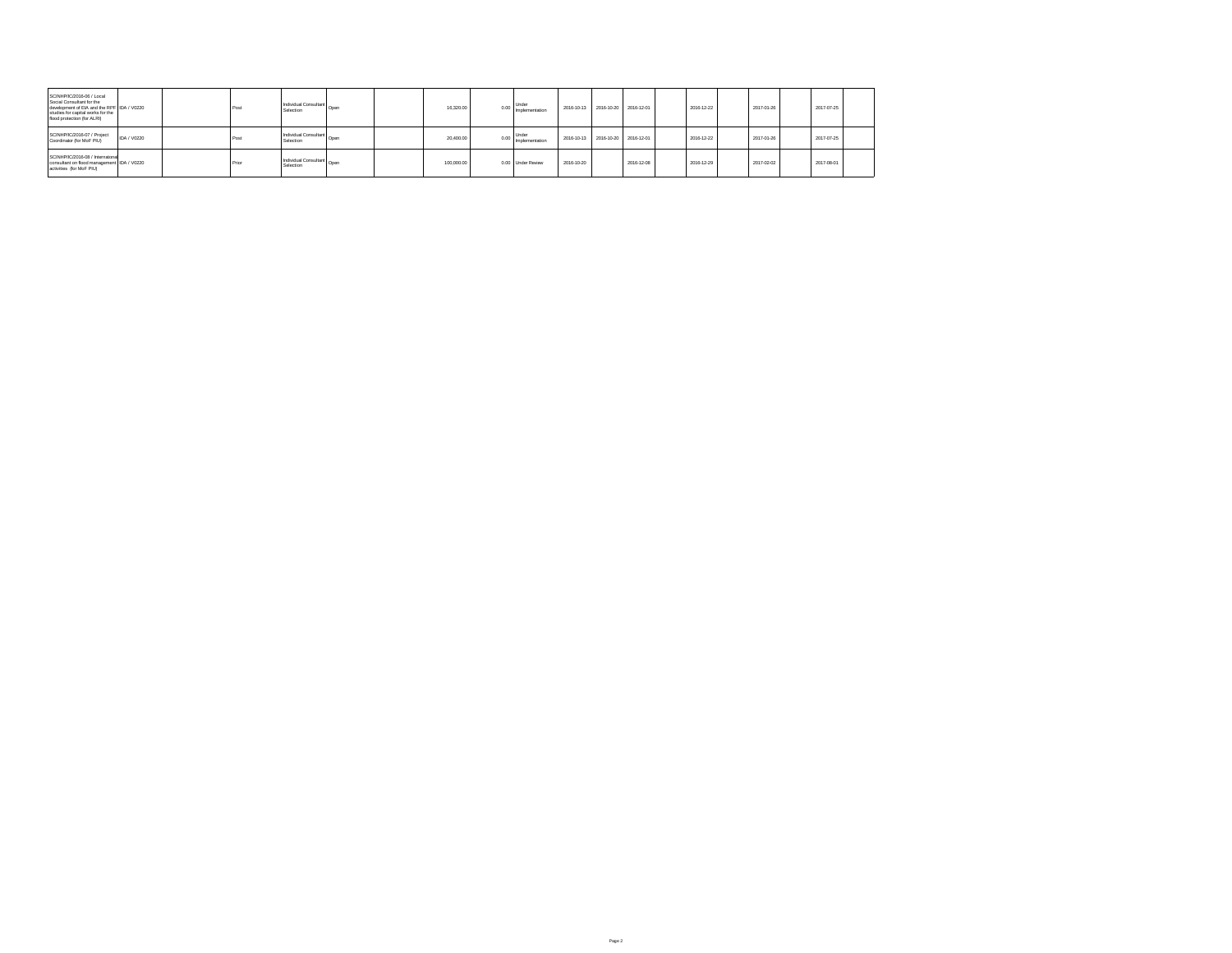| | | | | | | | | | | | | | | | | | | | |
|---|---|---|---|---|---|---|---|---|---|---|---|---|---|---|---|---|---|---|---|
| SCINHP/IC/2016-06 / Local Social Consultant for the development of EIA and the RPF studies for capital works for the flood protection (for ALRI) | IDA / V0220 | | Post | Individual Consultant Selection | Open | | 16,320.00 | 0.00 | Under Implementation | 2016-10-13 | 2016-10-20 | 2016-12-01 | | 2016-12-22 | | 2017-01-26 | | 2017-07-25 | |
| SCINHP/IC/2016-07 / Project Coordinator (for MoF PIU) | IDA / V0220 | | Post | Individual Consultant Selection | Open | | 20,400.00 | 0.00 | Under Implementation | 2016-10-13 | 2016-10-20 | 2016-12-01 | | 2016-12-22 | | 2017-01-26 | | 2017-07-25 | |
| SCINHP/IC/2016-08 / International consultant on flood management activities (for MoF PIU) | IDA / V0220 | | Prior | Individual Consultant Selection | Open | | 100,000.00 | 0.00 | Under Review | 2016-10-20 | | 2016-12-08 | | 2016-12-29 | | 2017-02-02 | | 2017-08-01 | |